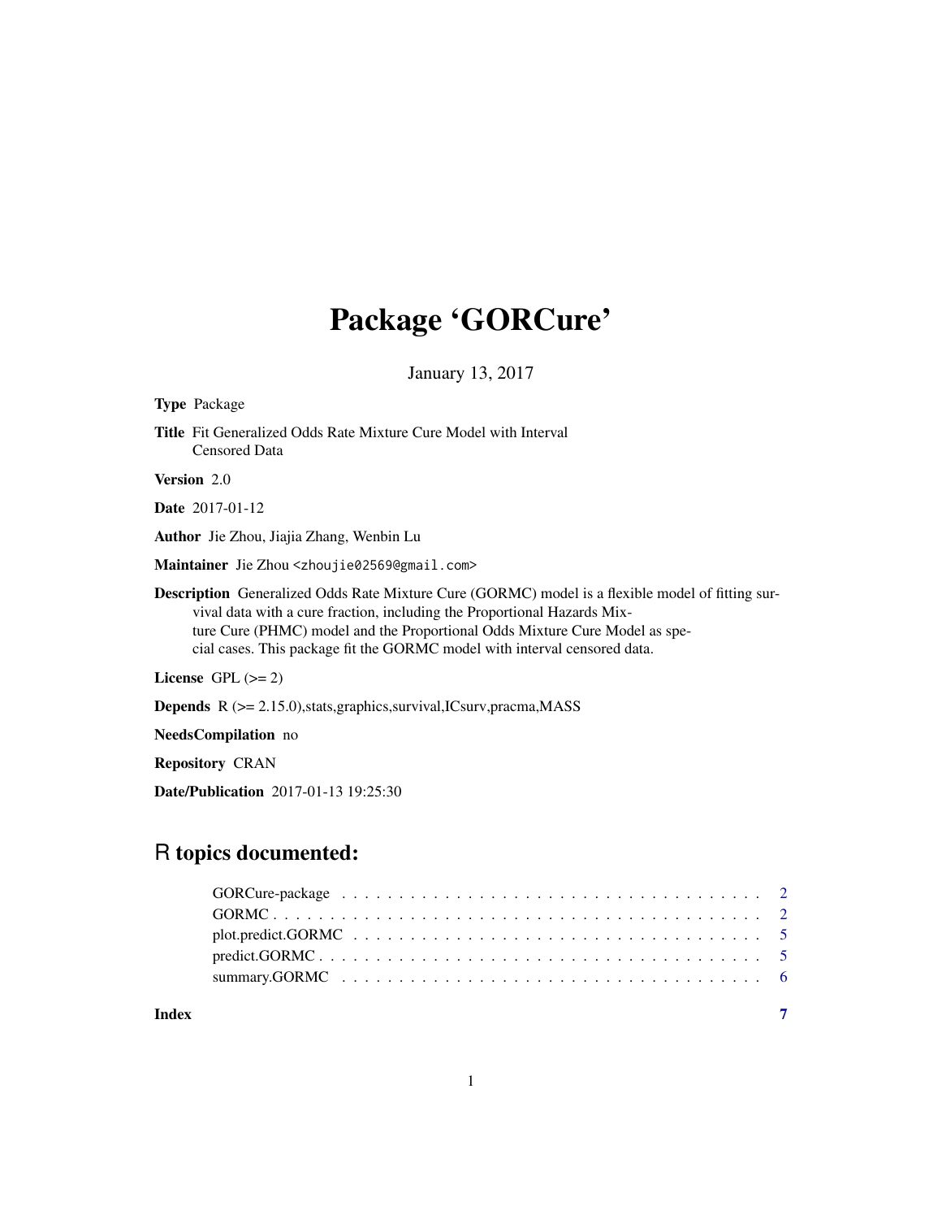# Package 'GORCure'

January 13, 2017

**Type** Package

**Title** Fit Generalized Odds Rate Mixture Cure Model with Interval Censored Data

**Version** 2.0

**Date** 2017-01-12

**Author** Jie Zhou, Jiajia Zhang, Wenbin Lu

**Maintainer** Jie Zhou <zhoujie02569@gmail.com>

**Description** Generalized Odds Rate Mixture Cure (GORMC) model is a flexible model of fitting survival data with a cure fraction, including the Proportional Hazards Mixture Cure (PHMC) model and the Proportional Odds Mixture Cure Model as special cases. This package fit the GORMC model with interval censored data.

**License** GPL (>= 2)

**Depends** R (>= 2.15.0),stats,graphics,survival,ICsurv,pracma,MASS

**NeedsCompilation** no

**Repository** CRAN

**Date/Publication** 2017-01-13 19:25:30

## R topics documented:

| | |
|---|---|
| GORCure-package | 2 |
| GORMC | 2 |
| plot.predict.GORMC | 5 |
| predict.GORMC | 5 |
| summary.GORMC | 6 |
| **Index** | 7 |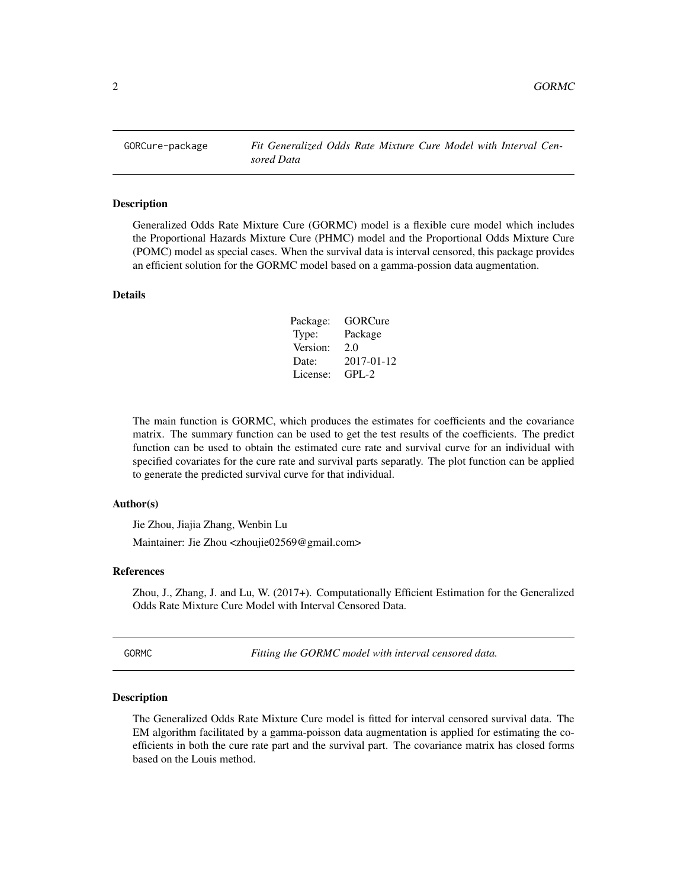## GORCure-package — *Fit Generalized Odds Rate Mixture Cure Model with Interval Censored Data*

### Description

Generalized Odds Rate Mixture Cure (GORMC) model is a flexible cure model which includes the Proportional Hazards Mixture Cure (PHMC) model and the Proportional Odds Mixture Cure (POMC) model as special cases. When the survival data is interval censored, this package provides an efficient solution for the GORMC model based on a gamma-possion data augmentation.

### Details

| | |
|---|---|
| Package: | GORCure |
| Type: | Package |
| Version: | 2.0 |
| Date: | 2017-01-12 |
| License: | GPL-2 |

The main function is GORMC, which produces the estimates for coefficients and the covariance matrix. The summary function can be used to get the test results of the coefficients. The predict function can be used to obtain the estimated cure rate and survival curve for an individual with specified covariates for the cure rate and survival parts separatly. The plot function can be applied to generate the predicted survival curve for that individual.

### Author(s)

Jie Zhou, Jiajia Zhang, Wenbin Lu

Maintainer: Jie Zhou <zhoujie02569@gmail.com>

### References

Zhou, J., Zhang, J. and Lu, W. (2017+). Computationally Efficient Estimation for the Generalized Odds Rate Mixture Cure Model with Interval Censored Data.

## GORMC — *Fitting the GORMC model with interval censored data.*

### Description

The Generalized Odds Rate Mixture Cure model is fitted for interval censored survival data. The EM algorithm facilitated by a gamma-poisson data augmentation is applied for estimating the coefficients in both the cure rate part and the survival part. The covariance matrix has closed forms based on the Louis method.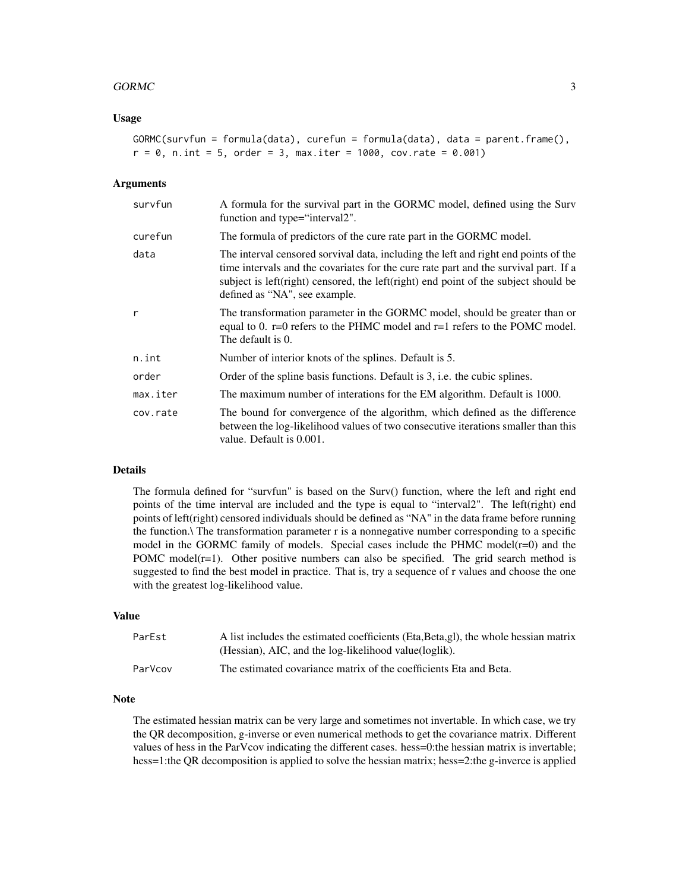### Usage

```
GORMC(survfun = formula(data), curefun = formula(data), data = parent.frame(),
r = 0, n.int = 5, order = 3, max.iter = 1000, cov.rate = 0.001)
```

### Arguments

| | |
|---|---|
| survfun | A formula for the survival part in the GORMC model, defined using the Surv function and type="interval2". |
| curefun | The formula of predictors of the cure rate part in the GORMC model. |
| data | The interval censored sorvival data, including the left and right end points of the time intervals and the covariates for the cure rate part and the survival part. If a subject is left(right) censored, the left(right) end point of the subject should be defined as "NA", see example. |
| r | The transformation parameter in the GORMC model, should be greater than or equal to 0. r=0 refers to the PHMC model and r=1 refers to the POMC model. The default is 0. |
| n.int | Number of interior knots of the splines. Default is 5. |
| order | Order of the spline basis functions. Default is 3, i.e. the cubic splines. |
| max.iter | The maximum number of interations for the EM algorithm. Default is 1000. |
| cov.rate | The bound for convergence of the algorithm, which defined as the difference between the log-likelihood values of two consecutive iterations smaller than this value. Default is 0.001. |

### Details

The formula defined for "survfun" is based on the Surv() function, where the left and right end points of the time interval are included and the type is equal to "interval2". The left(right) end points of left(right) censored individuals should be defined as "NA" in the data frame before running the function.\ The transformation parameter r is a nonnegative number corresponding to a specific model in the GORMC family of models. Special cases include the PHMC model(r=0) and the POMC model(r=1). Other positive numbers can also be specified. The grid search method is suggested to find the best model in practice. That is, try a sequence of r values and choose the one with the greatest log-likelihood value.

### Value

| | |
|---|---|
| ParEst | A list includes the estimated coefficients (Eta,Beta,gl), the whole hessian matrix (Hessian), AIC, and the log-likelihood value(loglik). |
| ParVcov | The estimated covariance matrix of the coefficients Eta and Beta. |

### Note

The estimated hessian matrix can be very large and sometimes not invertable. In which case, we try the QR decomposition, g-inverse or even numerical methods to get the covariance matrix. Different values of hess in the ParVcov indicating the different cases. hess=0:the hessian matrix is invertable; hess=1:the QR decomposition is applied to solve the hessian matrix; hess=2:the g-inverce is applied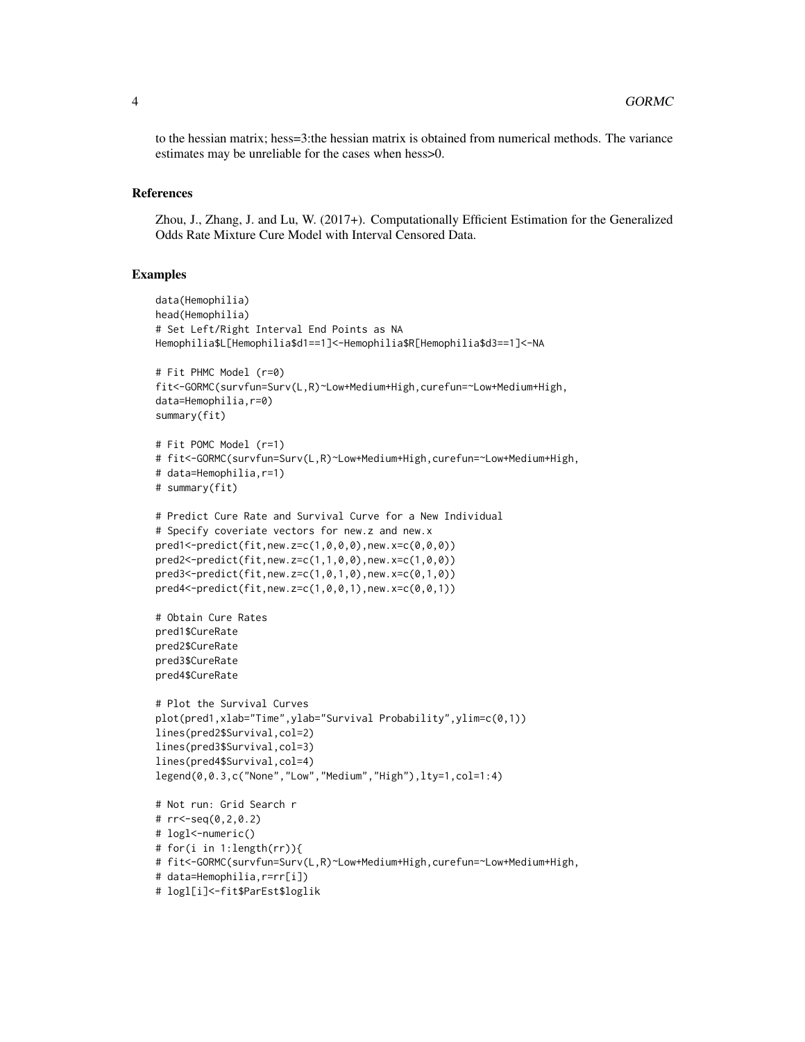to the hessian matrix; hess=3:the hessian matrix is obtained from numerical methods. The variance estimates may be unreliable for the cases when hess>0.

## References

Zhou, J., Zhang, J. and Lu, W. (2017+). Computationally Efficient Estimation for the Generalized Odds Rate Mixture Cure Model with Interval Censored Data.

## Examples

```
data(Hemophilia)
head(Hemophilia)
# Set Left/Right Interval End Points as NA
Hemophilia$L[Hemophilia$d1==1]<-Hemophilia$R[Hemophilia$d3==1]<-NA

# Fit PHMC Model (r=0)
fit<-GORMC(survfun=Surv(L,R)~Low+Medium+High,curefun=~Low+Medium+High,
data=Hemophilia,r=0)
summary(fit)

# Fit POMC Model (r=1)
# fit<-GORMC(survfun=Surv(L,R)~Low+Medium+High,curefun=~Low+Medium+High,
# data=Hemophilia,r=1)
# summary(fit)

# Predict Cure Rate and Survival Curve for a New Individual
# Specify coveriate vectors for new.z and new.x
pred1<-predict(fit,new.z=c(1,0,0,0),new.x=c(0,0,0))
pred2<-predict(fit,new.z=c(1,1,0,0),new.x=c(1,0,0))
pred3<-predict(fit,new.z=c(1,0,1,0),new.x=c(0,1,0))
pred4<-predict(fit,new.z=c(1,0,0,1),new.x=c(0,0,1))

# Obtain Cure Rates
pred1$CureRate
pred2$CureRate
pred3$CureRate
pred4$CureRate

# Plot the Survival Curves
plot(pred1,xlab="Time",ylab="Survival Probability",ylim=c(0,1))
lines(pred2$Survival,col=2)
lines(pred3$Survival,col=3)
lines(pred4$Survival,col=4)
legend(0,0.3,c("None","Low","Medium","High"),lty=1,col=1:4)

# Not run: Grid Search r
# rr<-seq(0,2,0.2)
# logl<-numeric()
# for(i in 1:length(rr)){
# fit<-GORMC(survfun=Surv(L,R)~Low+Medium+High,curefun=~Low+Medium+High,
# data=Hemophilia,r=rr[i])
# logl[i]<-fit$ParEst$loglik
```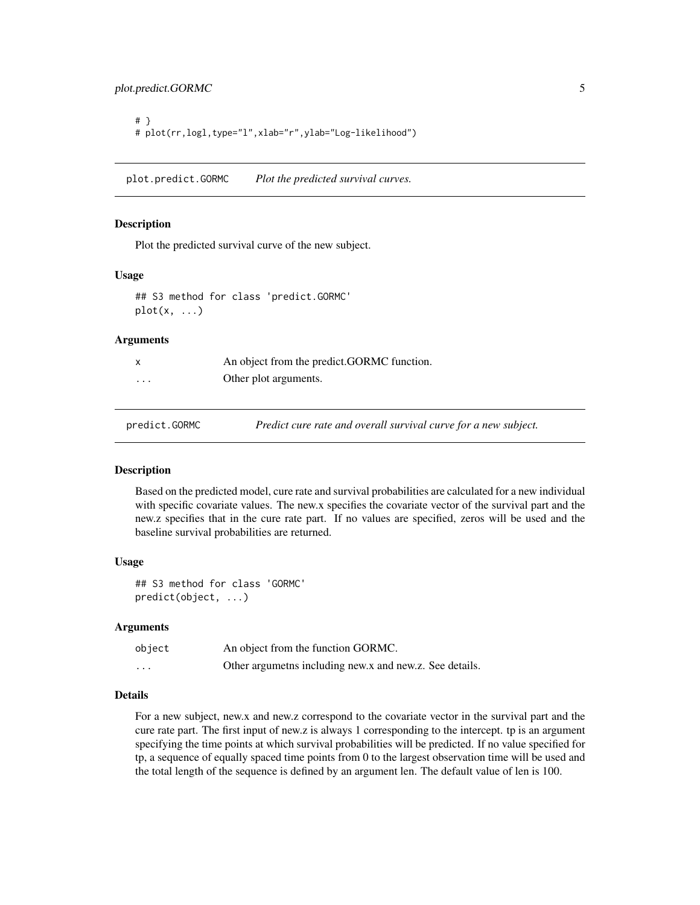```
# }
# plot(rr,logl,type="l",xlab="r",ylab="Log-likelihood")
```

## plot.predict.GORMC — *Plot the predicted survival curves.*

### Description

Plot the predicted survival curve of the new subject.

### Usage

```
## S3 method for class 'predict.GORMC'
plot(x, ...)
```

### Arguments

| | |
|---|---|
| x | An object from the predict.GORMC function. |
| ... | Other plot arguments. |

## predict.GORMC — *Predict cure rate and overall survival curve for a new subject.*

### Description

Based on the predicted model, cure rate and survival probabilities are calculated for a new individual with specific covariate values. The new.x specifies the covariate vector of the survival part and the new.z specifies that in the cure rate part. If no values are specified, zeros will be used and the baseline survival probabilities are returned.

### Usage

```
## S3 method for class 'GORMC'
predict(object, ...)
```

### Arguments

| | |
|---|---|
| object | An object from the function GORMC. |
| ... | Other argumetns including new.x and new.z. See details. |

### Details

For a new subject, new.x and new.z correspond to the covariate vector in the survival part and the cure rate part. The first input of new.z is always 1 corresponding to the intercept. tp is an argument specifying the time points at which survival probabilities will be predicted. If no value specified for tp, a sequence of equally spaced time points from 0 to the largest observation time will be used and the total length of the sequence is defined by an argument len. The default value of len is 100.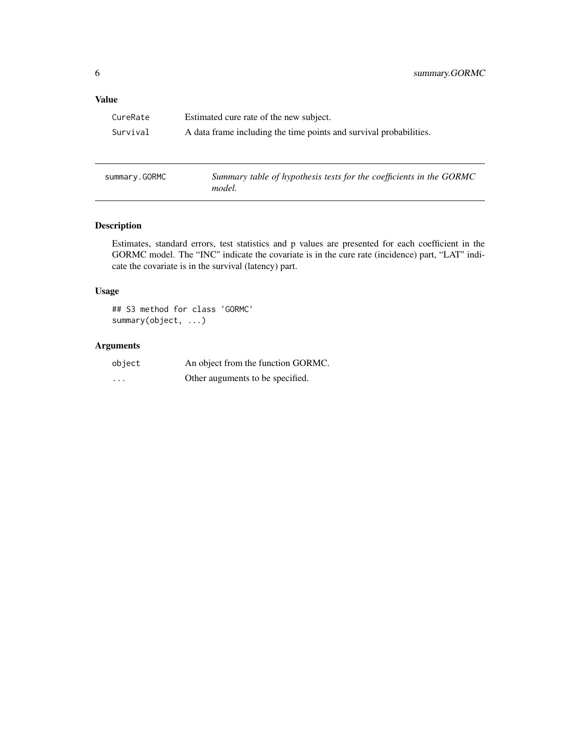### Value

| | |
|---|---|
| `CureRate` | Estimated cure rate of the new subject. |
| `Survival` | A data frame including the time points and survival probabilities. |

---

## summary.GORMC — *Summary table of hypothesis tests for the coefficients in the GORMC model.*

---

### Description

Estimates, standard errors, test statistics and p values are presented for each coefficient in the GORMC model. The "INC" indicate the covariate is in the cure rate (incidence) part, "LAT" indicate the covariate is in the survival (latency) part.

### Usage

```
## S3 method for class 'GORMC'
summary(object, ...)
```

### Arguments

| | |
|---|---|
| `object` | An object from the function GORMC. |
| `...` | Other auguments to be specified. |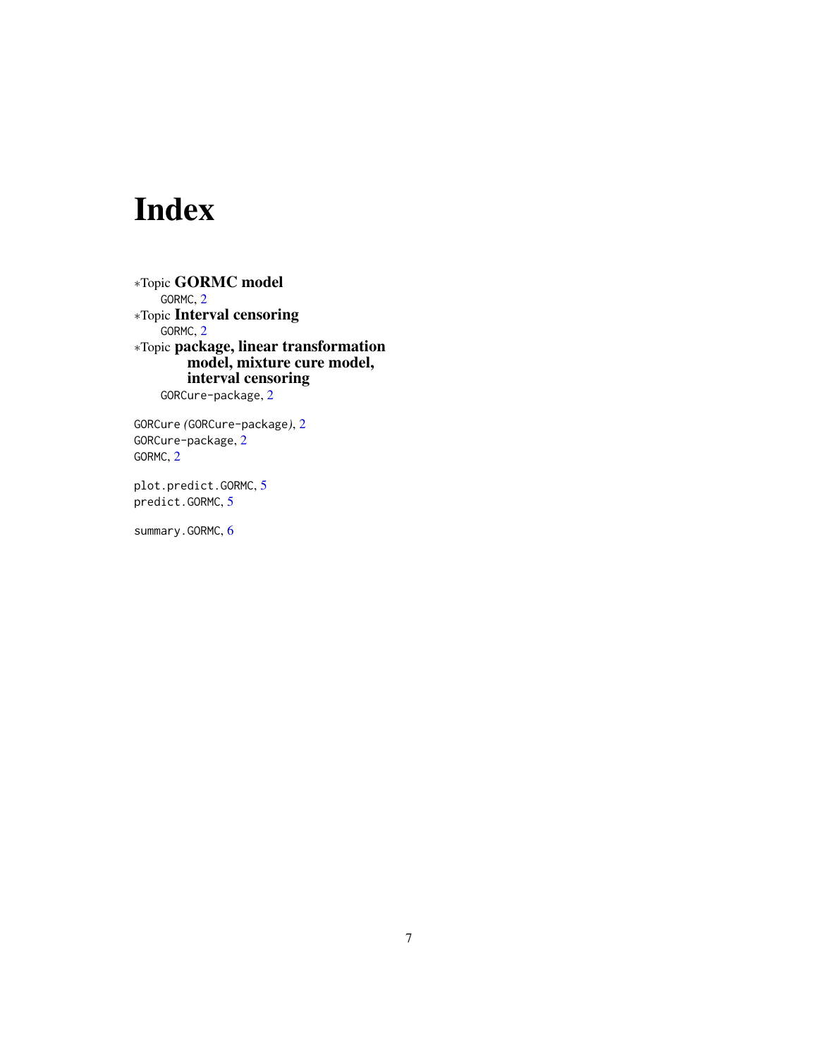# Index

*Topic **GORMC model**
  GORMC, 2

*Topic **Interval censoring**
  GORMC, 2

*Topic **package, linear transformation model, mixture cure model, interval censoring**
  GORCure-package, 2

GORCure (GORCure-package), 2
GORCure-package, 2
GORMC, 2

plot.predict.GORMC, 5
predict.GORMC, 5

summary.GORMC, 6